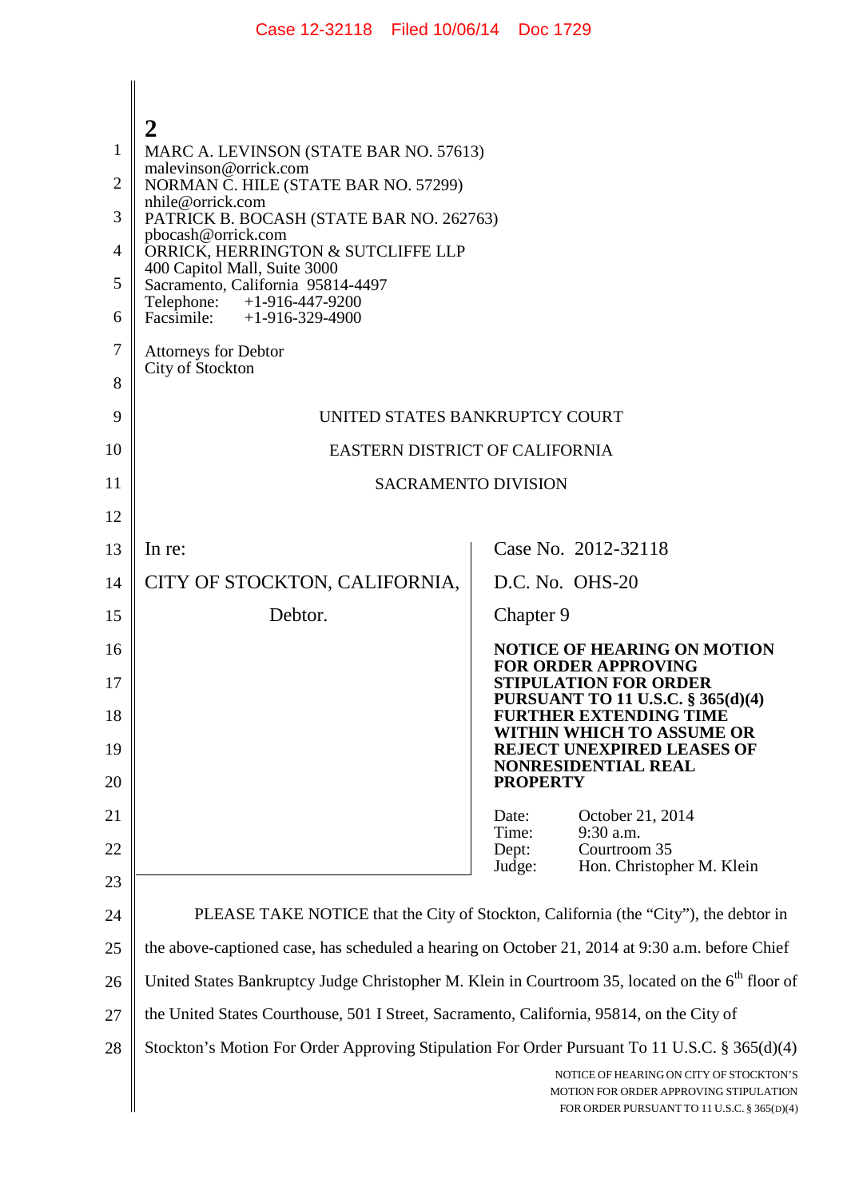2

MARC A. LEVINSON (STATE BAR NO. 57613)
malevinson@orrick.com
NORMAN C. HILE (STATE BAR NO. 57299)
nhile@orrick.com
PATRICK B. BOCASH (STATE BAR NO. 262763)
pbocash@orrick.com
ORRICK, HERRINGTON & SUTCLIFFE LLP
400 Capitol Mall, Suite 3000
Sacramento, California 95814-4497
Telephone: +1-916-447-9200
Facsimile: +1-916-329-4900

Attorneys for Debtor
City of Stockton

UNITED STATES BANKRUPTCY COURT

EASTERN DISTRICT OF CALIFORNIA

SACRAMENTO DIVISION

| | |
|---|---|
| In re:<br><br>CITY OF STOCKTON, CALIFORNIA,<br><br>Debtor. | Case No. 2012-32118<br><br>D.C. No. OHS-20<br><br>Chapter 9<br><br>**NOTICE OF HEARING ON MOTION FOR ORDER APPROVING STIPULATION FOR ORDER PURSUANT TO 11 U.S.C. § 365(d)(4) FURTHER EXTENDING TIME WITHIN WHICH TO ASSUME OR REJECT UNEXPIRED LEASES OF NONRESIDENTIAL REAL PROPERTY**<br><br>Date: October 21, 2014<br>Time: 9:30 a.m.<br>Dept: Courtroom 35<br>Judge: Hon. Christopher M. Klein |

PLEASE TAKE NOTICE that the City of Stockton, California (the "City"), the debtor in the above-captioned case, has scheduled a hearing on October 21, 2014 at 9:30 a.m. before Chief United States Bankruptcy Judge Christopher M. Klein in Courtroom 35, located on the 6th floor of the United States Courthouse, 501 I Street, Sacramento, California, 95814, on the City of Stockton's Motion For Order Approving Stipulation For Order Pursuant To 11 U.S.C. § 365(d)(4)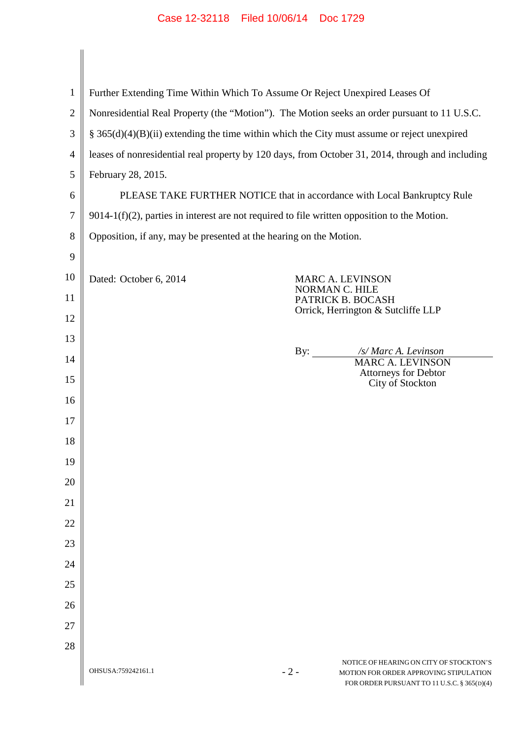Further Extending Time Within Which To Assume Or Reject Unexpired Leases Of Nonresidential Real Property (the "Motion"). The Motion seeks an order pursuant to 11 U.S.C. § 365(d)(4)(B)(ii) extending the time within which the City must assume or reject unexpired leases of nonresidential real property by 120 days, from October 31, 2014, through and including February 28, 2015.

PLEASE TAKE FURTHER NOTICE that in accordance with Local Bankruptcy Rule 9014-1(f)(2), parties in interest are not required to file written opposition to the Motion. Opposition, if any, may be presented at the hearing on the Motion.

Dated: October 6, 2014

MARC A. LEVINSON
NORMAN C. HILE
PATRICK B. BOCASH
Orrick, Herrington & Sutcliffe LLP

By: */s/ Marc A. Levinson*
MARC A. LEVINSON
Attorneys for Debtor
City of Stockton

OHSUSA:759242161.1